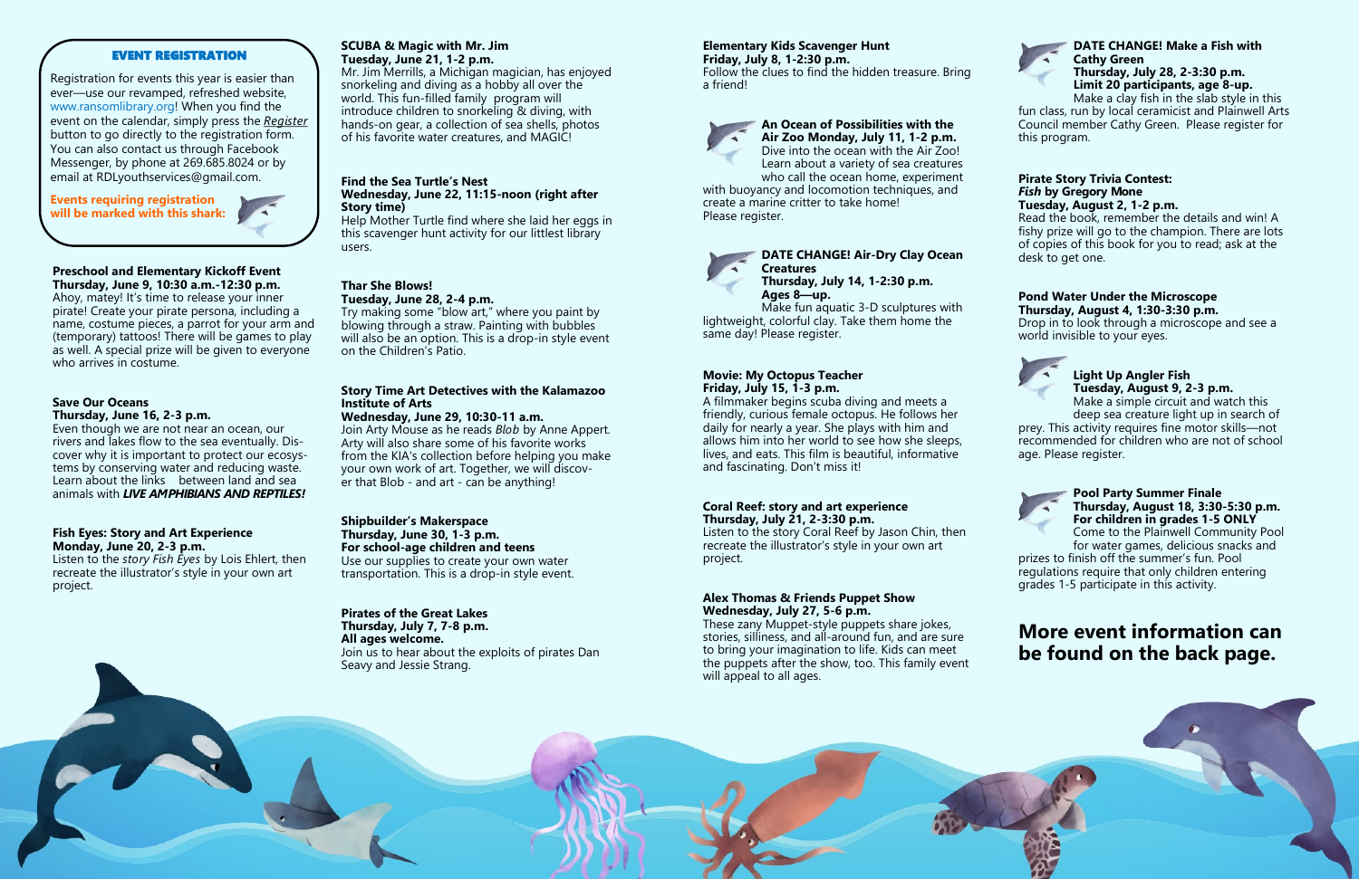## EVENT REGISTRATION

Registration for events this year is easier than ever—use our revamped, refreshed website, www.ransomlibrary.org! When you find the event on the calendar, simply press the *Register* button to go directly to the registration form. You can also contact us through Facebook Messenger, by phone at 269.685.8024 or by email at RDLyouthservices@gmail.com.

**Events requiring registration will be marked with this shark:**

**Preschool and Elementary Kickoff Event**
**Thursday, June 9, 10:30 a.m.-12:30 p.m.**
Ahoy, matey! It's time to release your inner pirate! Create your pirate persona, including a name, costume pieces, a parrot for your arm and (temporary) tattoos! There will be games to play as well. A special prize will be given to everyone who arrives in costume.

**Save Our Oceans**
**Thursday, June 16, 2-3 p.m.**
Even though we are not near an ocean, our rivers and lakes flow to the sea eventually. Discover why it is important to protect our ecosystems by conserving water and reducing waste. Learn about the links between land and sea animals with ***LIVE AMPHIBIANS AND REPTILES!***

**Fish Eyes: Story and Art Experience**
**Monday, June 20, 2-3 p.m.**
Listen to the story *Fish Eyes* by Lois Ehlert, then recreate the illustrator's style in your own art project.

**SCUBA & Magic with Mr. Jim**
**Tuesday, June 21, 1-2 p.m.**
Mr. Jim Merrills, a Michigan magician, has enjoyed snorkeling and diving as a hobby all over the world. This fun-filled family program will introduce children to snorkeling & diving, with hands-on gear, a collection of sea shells, photos of his favorite water creatures, and MAGIC!

**Find the Sea Turtle's Nest**
**Wednesday, June 22, 11:15-noon (right after Story time)**
Help Mother Turtle find where she laid her eggs in this scavenger hunt activity for our littlest library users.

**Thar She Blows!**
**Tuesday, June 28, 2-4 p.m.**
Try making some "blow art," where you paint by blowing through a straw. Painting with bubbles will also be an option. This is a drop-in style event on the Children's Patio.

**Story Time Art Detectives with the Kalamazoo Institute of Arts**
**Wednesday, June 29, 10:30-11 a.m.**
Join Arty Mouse as he reads *Blob* by Anne Appert. Arty will also share some of his favorite works from the KIA's collection before helping you make your own work of art. Together, we will discover that Blob - and art - can be anything!

**Shipbuilder's Makerspace**
**Thursday, June 30, 1-3 p.m.**
**For school-age children and teens**
Use our supplies to create your own water transportation. This is a drop-in style event.

**Pirates of the Great Lakes**
**Thursday, July 7, 7-8 p.m.**
**All ages welcome.**
Join us to hear about the exploits of pirates Dan Seavy and Jessie Strang.

**Elementary Kids Scavenger Hunt**
**Friday, July 8, 1-2:30 p.m.**
Follow the clues to find the hidden treasure. Bring a friend!

**An Ocean of Possibilities with the Air Zoo Monday, July 11, 1-2 p.m.**
Dive into the ocean with the Air Zoo! Learn about a variety of sea creatures who call the ocean home, experiment with buoyancy and locomotion techniques, and create a marine critter to take home! Please register.

**DATE CHANGE! Air-Dry Clay Ocean Creatures**
**Thursday, July 14, 1-2:30 p.m.**
**Ages 8—up.**
Make fun aquatic 3-D sculptures with lightweight, colorful clay. Take them home the same day! Please register.

**Movie: My Octopus Teacher**
**Friday, July 15, 1-3 p.m.**
A filmmaker begins scuba diving and meets a friendly, curious female octopus. He follows her daily for nearly a year. She plays with him and allows him into her world to see how she sleeps, lives, and eats. This film is beautiful, informative and fascinating. Don't miss it!

**Coral Reef: story and art experience**
**Thursday, July 21, 2-3:30 p.m.**
Listen to the story Coral Reef by Jason Chin, then recreate the illustrator's style in your own art project.

**Alex Thomas & Friends Puppet Show**
**Wednesday, July 27, 5-6 p.m.**
These zany Muppet-style puppets share jokes, stories, silliness, and all-around fun, and are sure to bring your imagination to life. Kids can meet the puppets after the show, too. This family event will appeal to all ages.

**DATE CHANGE! Make a Fish with Cathy Green**
**Thursday, July 28, 2-3:30 p.m.**
**Limit 20 participants, age 8-up.**
Make a clay fish in the slab style in this fun class, run by local ceramicist and Plainwell Arts Council member Cathy Green. Please register for this program.

**Pirate Story Trivia Contest:**
***Fish* by Gregory Mone**
**Tuesday, August 2, 1-2 p.m.**
Read the book, remember the details and win! A fishy prize will go to the champion. There are lots of copies of this book for you to read; ask at the desk to get one.

**Pond Water Under the Microscope**
**Thursday, August 4, 1:30-3:30 p.m.**
Drop in to look through a microscope and see a world invisible to your eyes.

**Light Up Angler Fish**
**Tuesday, August 9, 2-3 p.m.**
Make a simple circuit and watch this deep sea creature light up in search of prey. This activity requires fine motor skills—not recommended for children who are not of school age. Please register.

**Pool Party Summer Finale**
**Thursday, August 18, 3:30-5:30 p.m.**
**For children in grades 1-5 ONLY**
Come to the Plainwell Community Pool for water games, delicious snacks and prizes to finish off the summer's fun. Pool regulations require that only children entering grades 1-5 participate in this activity.

## More event information can be found on the back page.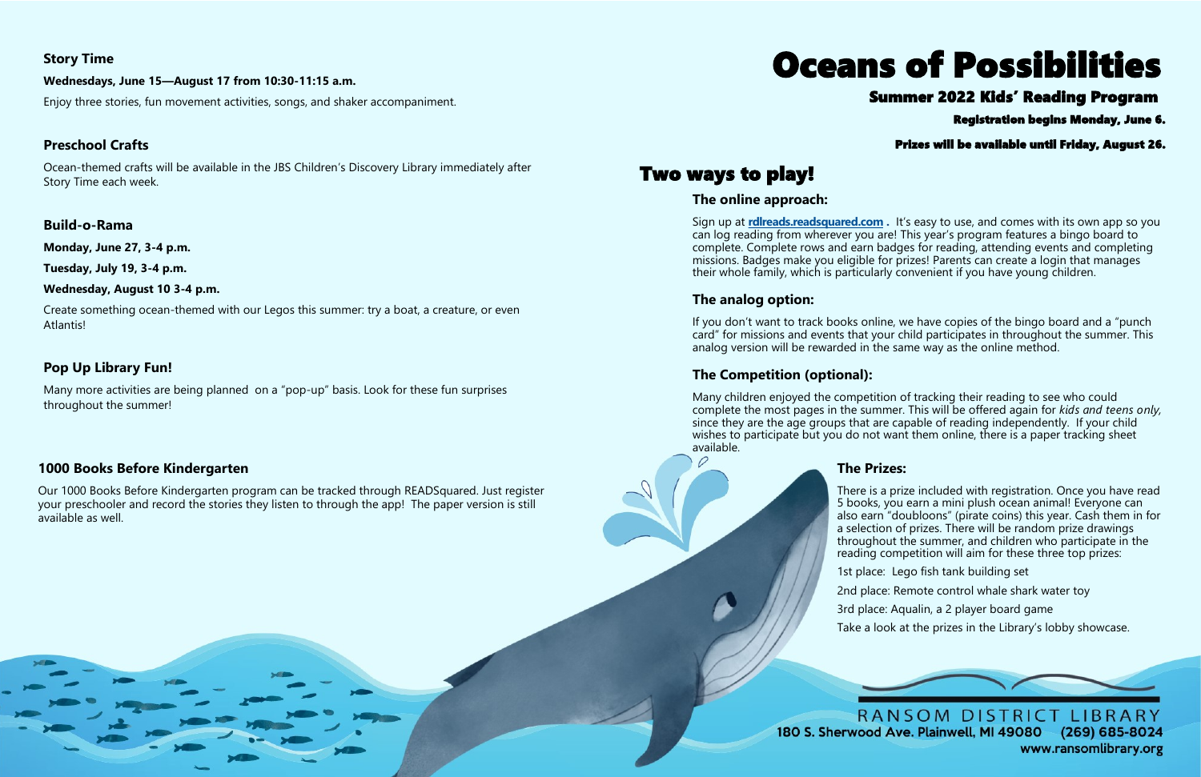### Story Time

**Wednesdays, June 15—August 17 from 10:30-11:15 a.m.**

Enjoy three stories, fun movement activities, songs, and shaker accompaniment.

### Preschool Crafts

Ocean-themed crafts will be available in the JBS Children's Discovery Library immediately after Story Time each week.

### Build-o-Rama

**Monday, June 27, 3-4 p.m.**

**Tuesday, July 19, 3-4 p.m.**

**Wednesday, August 10 3-4 p.m.**

Create something ocean-themed with our Legos this summer: try a boat, a creature, or even Atlantis!

### Pop Up Library Fun!

Many more activities are being planned on a "pop-up" basis. Look for these fun surprises throughout the summer!

### 1000 Books Before Kindergarten

Our 1000 Books Before Kindergarten program can be tracked through READSquared. Just register your preschooler and record the stories they listen to through the app! The paper version is still available as well.

# Oceans of Possibilities

## Summer 2022 Kids' Reading Program

**Registration begins Monday, June 6.**

**Prizes will be available until Friday, August 26.**

## Two ways to play!

### The online approach:

Sign up at **rdlreads.readsquared.com**. It's easy to use, and comes with its own app so you can log reading from wherever you are! This year's program features a bingo board to complete. Complete rows and earn badges for reading, attending events and completing missions. Badges make you eligible for prizes! Parents can create a login that manages their whole family, which is particularly convenient if you have young children.

### The analog option:

If you don't want to track books online, we have copies of the bingo board and a "punch card" for missions and events that your child participates in throughout the summer. This analog version will be rewarded in the same way as the online method.

### The Competition (optional):

Many children enjoyed the competition of tracking their reading to see who could complete the most pages in the summer. This will be offered again for *kids and teens only,* since they are the age groups that are capable of reading independently. If your child wishes to participate but you do not want them online, there is a paper tracking sheet available.

### The Prizes:

There is a prize included with registration. Once you have read 5 books, you earn a mini plush ocean animal! Everyone can also earn "doubloons" (pirate coins) this year. Cash them in for a selection of prizes. There will be random prize drawings throughout the summer, and children who participate in the reading competition will aim for these three top prizes:

1st place: Lego fish tank building set

2nd place: Remote control whale shark water toy

3rd place: Aqualin, a 2 player board game

Take a look at the prizes in the Library's lobby showcase.

RANSOM DISTRICT LIBRARY
180 S. Sherwood Ave. Plainwell, MI 49080 (269) 685-8024
www.ransomlibrary.org